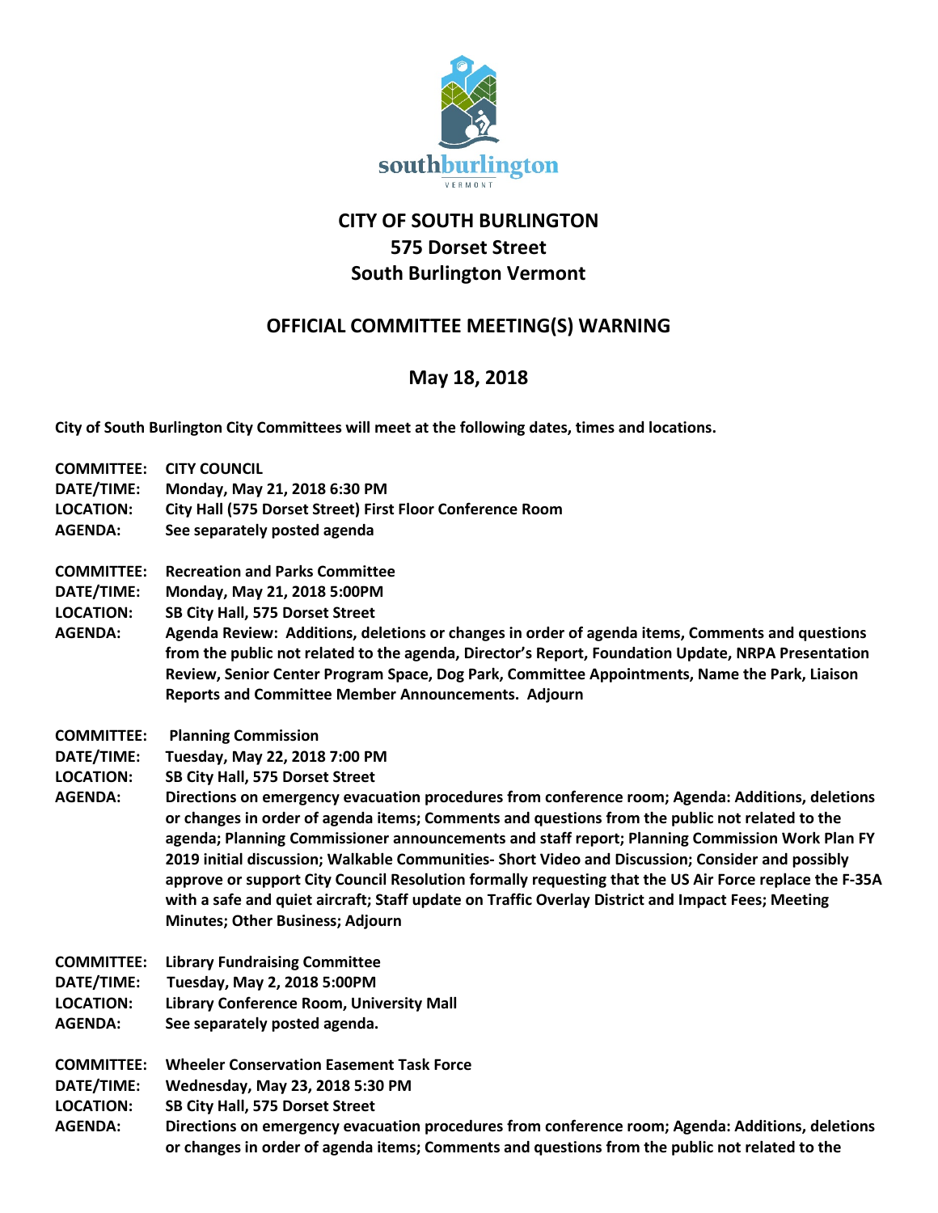southburlington
VERMONT

# CITY OF SOUTH BURLINGTON
## 575 Dorset Street
## South Burlington Vermont

## OFFICIAL COMMITTEE MEETING(S) WARNING

## May 18, 2018

**City of South Burlington City Committees will meet at the following dates, times and locations.**

**COMMITTEE:** **CITY COUNCIL**
**DATE/TIME:** **Monday, May 21, 2018 6:30 PM**
**LOCATION:** **City Hall (575 Dorset Street) First Floor Conference Room**
**AGENDA:** **See separately posted agenda**

**COMMITTEE:** **Recreation and Parks Committee**
**DATE/TIME:** **Monday, May 21, 2018 5:00PM**
**LOCATION:** **SB City Hall, 575 Dorset Street**
**AGENDA:** **Agenda Review: Additions, deletions or changes in order of agenda items, Comments and questions from the public not related to the agenda, Director's Report, Foundation Update, NRPA Presentation Review, Senior Center Program Space, Dog Park, Committee Appointments, Name the Park, Liaison Reports and Committee Member Announcements. Adjourn**

**COMMITTEE:** **Planning Commission**
**DATE/TIME:** **Tuesday, May 22, 2018 7:00 PM**
**LOCATION:** **SB City Hall, 575 Dorset Street**
**AGENDA:** **Directions on emergency evacuation procedures from conference room; Agenda: Additions, deletions or changes in order of agenda items; Comments and questions from the public not related to the agenda; Planning Commissioner announcements and staff report; Planning Commission Work Plan FY 2019 initial discussion; Walkable Communities- Short Video and Discussion; Consider and possibly approve or support City Council Resolution formally requesting that the US Air Force replace the F-35A with a safe and quiet aircraft; Staff update on Traffic Overlay District and Impact Fees; Meeting Minutes; Other Business; Adjourn**

**COMMITTEE:** **Library Fundraising Committee**
**DATE/TIME:** **Tuesday, May 2, 2018 5:00PM**
**LOCATION:** **Library Conference Room, University Mall**
**AGENDA:** **See separately posted agenda.**

**COMMITTEE:** **Wheeler Conservation Easement Task Force**
**DATE/TIME:** **Wednesday, May 23, 2018 5:30 PM**
**LOCATION:** **SB City Hall, 575 Dorset Street**
**AGENDA:** **Directions on emergency evacuation procedures from conference room; Agenda: Additions, deletions or changes in order of agenda items; Comments and questions from the public not related to the**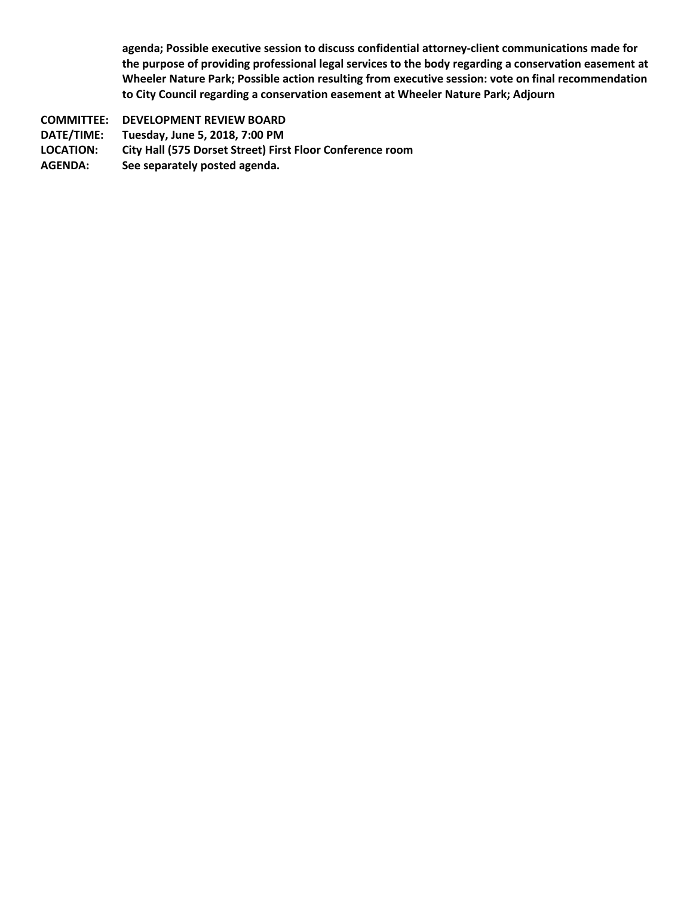**agenda; Possible executive session to discuss confidential attorney-client communications made for the purpose of providing professional legal services to the body regarding a conservation easement at Wheeler Nature Park; Possible action resulting from executive session: vote on final recommendation to City Council regarding a conservation easement at Wheeler Nature Park; Adjourn**

**COMMITTEE:** **DEVELOPMENT REVIEW BOARD**
**DATE/TIME:** **Tuesday, June 5, 2018, 7:00 PM**
**LOCATION:** **City Hall (575 Dorset Street) First Floor Conference room**
**AGENDA:** **See separately posted agenda.**